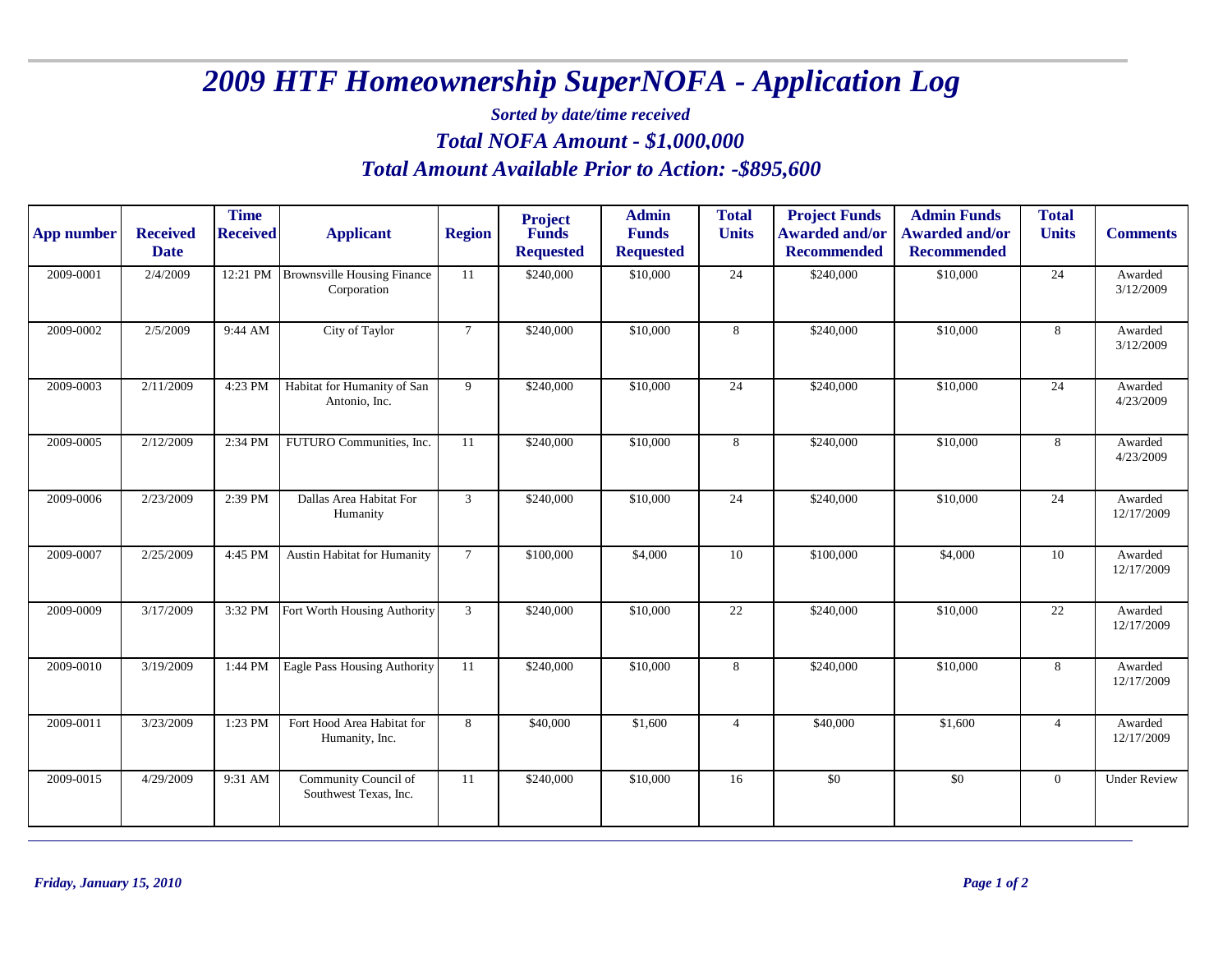# 2009 HTF Homeownership SuperNOFA - Application Log

***Sorted by date/time received***

***Total NOFA Amount - $1,000,000***

***Total Amount Available Prior to Action: -$895,600***

| App number | Received Date | Time Received | Applicant | Region | Project Funds Requested | Admin Funds Requested | Total Units | Project Funds Awarded and/or Recommended | Admin Funds Awarded and/or Recommended | Total Units | Comments |
|---|---|---|---|---|---|---|---|---|---|---|---|
| 2009-0001 | 2/4/2009 | 12:21 PM | Brownsville Housing Finance Corporation | 11 | $240,000 | $10,000 | 24 | $240,000 | $10,000 | 24 | Awarded 3/12/2009 |
| 2009-0002 | 2/5/2009 | 9:44 AM | City of Taylor | 7 | $240,000 | $10,000 | 8 | $240,000 | $10,000 | 8 | Awarded 3/12/2009 |
| 2009-0003 | 2/11/2009 | 4:23 PM | Habitat for Humanity of San Antonio, Inc. | 9 | $240,000 | $10,000 | 24 | $240,000 | $10,000 | 24 | Awarded 4/23/2009 |
| 2009-0005 | 2/12/2009 | 2:34 PM | FUTURO Communities, Inc. | 11 | $240,000 | $10,000 | 8 | $240,000 | $10,000 | 8 | Awarded 4/23/2009 |
| 2009-0006 | 2/23/2009 | 2:39 PM | Dallas Area Habitat For Humanity | 3 | $240,000 | $10,000 | 24 | $240,000 | $10,000 | 24 | Awarded 12/17/2009 |
| 2009-0007 | 2/25/2009 | 4:45 PM | Austin Habitat for Humanity | 7 | $100,000 | $4,000 | 10 | $100,000 | $4,000 | 10 | Awarded 12/17/2009 |
| 2009-0009 | 3/17/2009 | 3:32 PM | Fort Worth Housing Authority | 3 | $240,000 | $10,000 | 22 | $240,000 | $10,000 | 22 | Awarded 12/17/2009 |
| 2009-0010 | 3/19/2009 | 1:44 PM | Eagle Pass Housing Authority | 11 | $240,000 | $10,000 | 8 | $240,000 | $10,000 | 8 | Awarded 12/17/2009 |
| 2009-0011 | 3/23/2009 | 1:23 PM | Fort Hood Area Habitat for Humanity, Inc. | 8 | $40,000 | $1,600 | 4 | $40,000 | $1,600 | 4 | Awarded 12/17/2009 |
| 2009-0015 | 4/29/2009 | 9:31 AM | Community Council of Southwest Texas, Inc. | 11 | $240,000 | $10,000 | 16 | $0 | $0 | 0 | Under Review |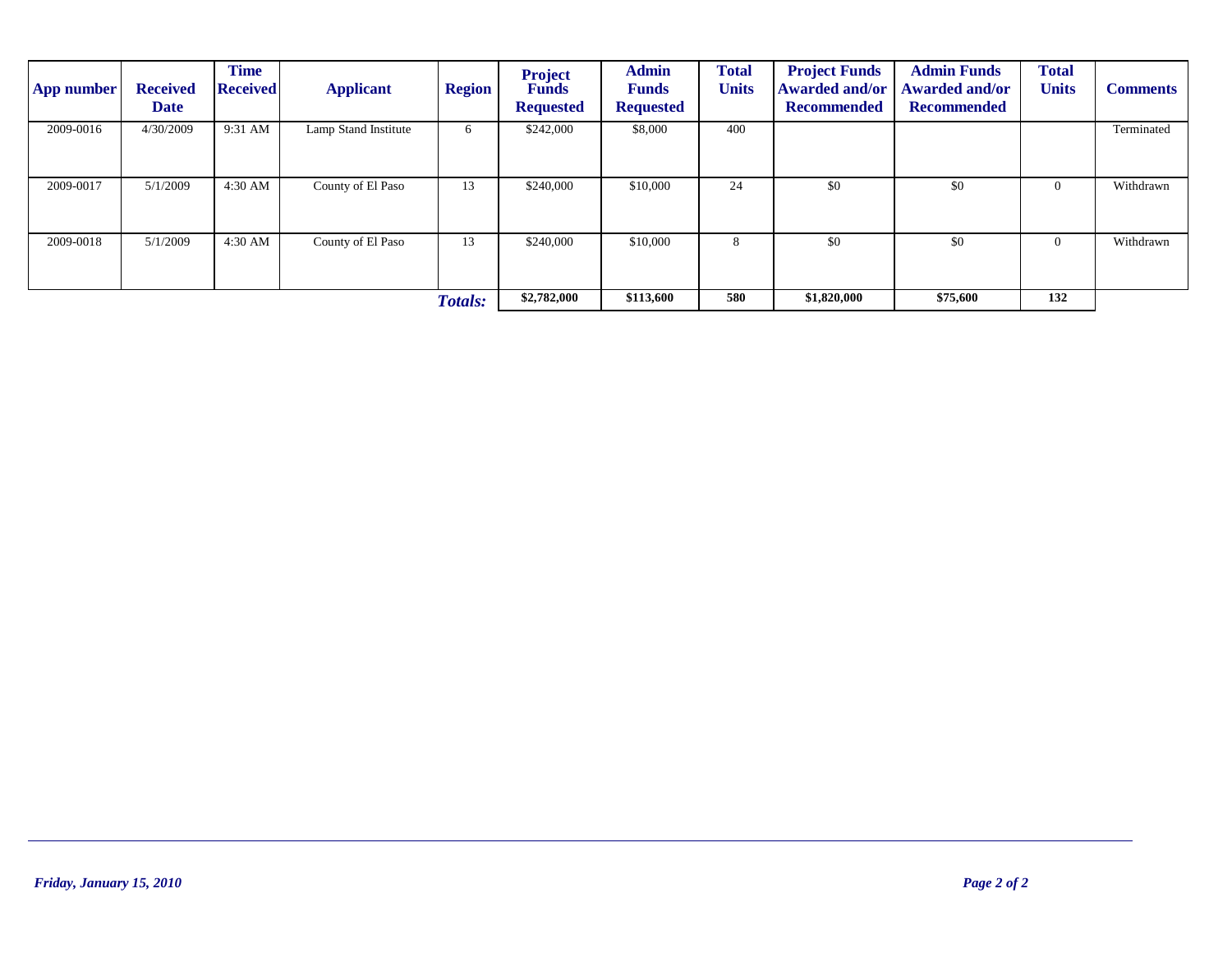| App number | Received Date | Time Received | Applicant | Region | Project Funds Requested | Admin Funds Requested | Total Units | Project Funds Awarded and/or Recommended | Admin Funds Awarded and/or Recommended | Total Units | Comments |
|---|---|---|---|---|---|---|---|---|---|---|---|
| 2009-0016 | 4/30/2009 | 9:31 AM | Lamp Stand Institute | 6 | $242,000 | $8,000 | 400 | | | | Terminated |
| 2009-0017 | 5/1/2009 | 4:30 AM | County of El Paso | 13 | $240,000 | $10,000 | 24 | $0 | $0 | 0 | Withdrawn |
| 2009-0018 | 5/1/2009 | 4:30 AM | County of El Paso | 13 | $240,000 | $10,000 | 8 | $0 | $0 | 0 | Withdrawn |
| | | | | ***Totals:*** | **$2,782,000** | **$113,600** | **580** | **$1,820,000** | **$75,600** | **132** | |

*Friday, January 15, 2010*